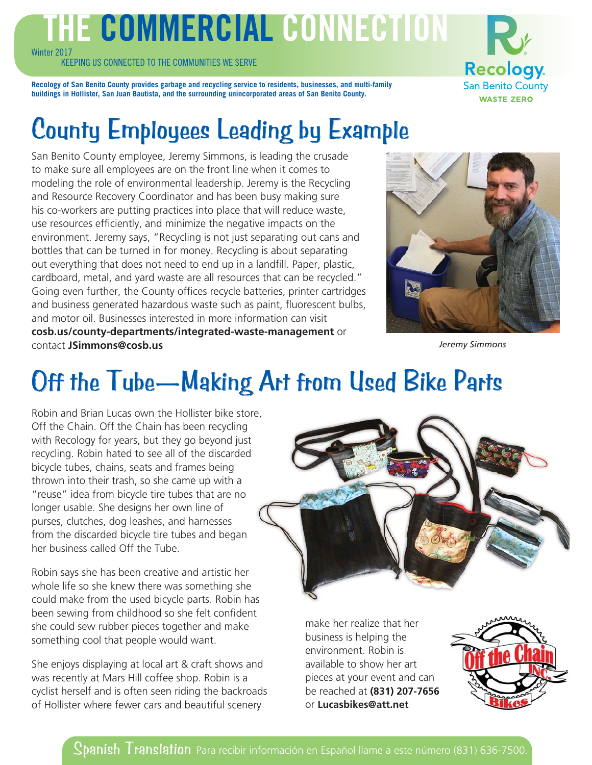# THE COMMERCIAL CONNECTION

Winter 2017

KEEPING US CONNECTED TO THE COMMUNITIES WE SERVE

**Recology of San Benito County provides garbage and recycling service to residents, businesses, and multi-family buildings in Hollister, San Juan Bautista, and the surrounding unincorporated areas of San Benito County.**

Recology San Benito County WASTE ZERO

## County Employees Leading by Example

San Benito County employee, Jeremy Simmons, is leading the crusade to make sure all employees are on the front line when it comes to modeling the role of environmental leadership. Jeremy is the Recycling and Resource Recovery Coordinator and has been busy making sure his co-workers are putting practices into place that will reduce waste, use resources efficiently, and minimize the negative impacts on the environment. Jeremy says, "Recycling is not just separating out cans and bottles that can be turned in for money. Recycling is about separating out everything that does not need to end up in a landfill. Paper, plastic, cardboard, metal, and yard waste are all resources that can be recycled." Going even further, the County offices recycle batteries, printer cartridges and business generated hazardous waste such as paint, fluorescent bulbs, and motor oil. Businesses interested in more information can visit **cosb.us/county-departments/integrated-waste-management** or contact **JSimmons@cosb.us**

*Jeremy Simmons*

## Off the Tube—Making Art from Used Bike Parts

Robin and Brian Lucas own the Hollister bike store, Off the Chain. Off the Chain has been recycling with Recology for years, but they go beyond just recycling. Robin hated to see all of the discarded bicycle tubes, chains, seats and frames being thrown into their trash, so she came up with a "reuse" idea from bicycle tire tubes that are no longer usable. She designs her own line of purses, clutches, dog leashes, and harnesses from the discarded bicycle tire tubes and began her business called Off the Tube.

Robin says she has been creative and artistic her whole life so she knew there was something she could make from the used bicycle parts. Robin has been sewing from childhood so she felt confident she could sew rubber pieces together and make something cool that people would want.

She enjoys displaying at local art & craft shows and was recently at Mars Hill coffee shop. Robin is a cyclist herself and is often seen riding the backroads of Hollister where fewer cars and beautiful scenery make her realize that her business is helping the environment. Robin is available to show her art pieces at your event and can be reached at **(831) 207-7656** or **Lucasbikes@att.net**

Off the Chain INC. Bikes

**Spanish Translation** Para recibir información en Español llame a este número (831) 636-7500.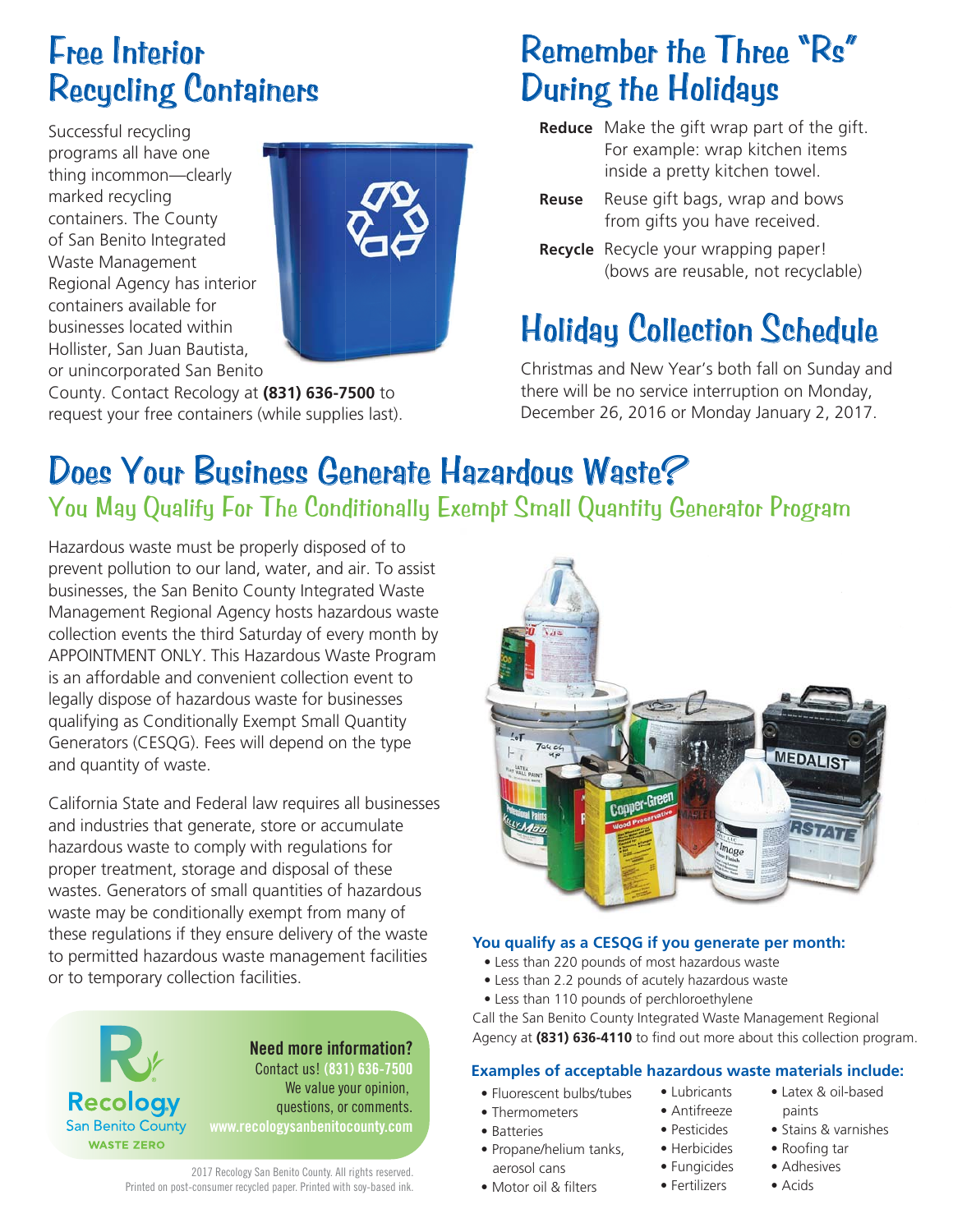## Free Interior Recycling Containers

Successful recycling programs all have one thing incommon—clearly marked recycling containers. The County of San Benito Integrated Waste Management Regional Agency has interior containers available for businesses located within Hollister, San Juan Bautista, or unincorporated San Benito County. Contact Recology at **(831) 636-7500** to request your free containers (while supplies last).

## Remember the Three "Rs" During the Holidays

**Reduce** Make the gift wrap part of the gift. For example: wrap kitchen items inside a pretty kitchen towel.

**Reuse** Reuse gift bags, wrap and bows from gifts you have received.

**Recycle** Recycle your wrapping paper! (bows are reusable, not recyclable)

## Holiday Collection Schedule

Christmas and New Year's both fall on Sunday and there will be no service interruption on Monday, December 26, 2016 or Monday January 2, 2017.

## Does Your Business Generate Hazardous Waste?

### You May Qualify For The Conditionally Exempt Small Quantity Generator Program

Hazardous waste must be properly disposed of to prevent pollution to our land, water, and air. To assist businesses, the San Benito County Integrated Waste Management Regional Agency hosts hazardous waste collection events the third Saturday of every month by APPOINTMENT ONLY. This Hazardous Waste Program is an affordable and convenient collection event to legally dispose of hazardous waste for businesses qualifying as Conditionally Exempt Small Quantity Generators (CESQG). Fees will depend on the type and quantity of waste.

California State and Federal law requires all businesses and industries that generate, store or accumulate hazardous waste to comply with regulations for proper treatment, storage and disposal of these wastes. Generators of small quantities of hazardous waste may be conditionally exempt from many of these regulations if they ensure delivery of the waste to permitted hazardous waste management facilities or to temporary collection facilities.

**You qualify as a CESQG if you generate per month:**

- Less than 220 pounds of most hazardous waste
- Less than 2.2 pounds of acutely hazardous waste
- Less than 110 pounds of perchloroethylene

Call the San Benito County Integrated Waste Management Regional Agency at **(831) 636-4110** to find out more about this collection program.

**Examples of acceptable hazardous waste materials include:**

- Fluorescent bulbs/tubes
- Thermometers
- Batteries
- Propane/helium tanks, aerosol cans
- Motor oil & filters
- Lubricants
- Antifreeze
- Pesticides
- Herbicides
- Fungicides
- Fertilizers
- Latex & oil-based paints
- Stains & varnishes
- Roofing tar
- Adhesives
- Acids

Recology San Benito County WASTE ZERO

**Need more information?**
Contact us! **(831) 636-7500**
We value your opinion, questions, or comments.
**www.recologysanbenitocounty.com**

2017 Recology San Benito County. All rights reserved.
Printed on post-consumer recycled paper. Printed with soy-based ink.